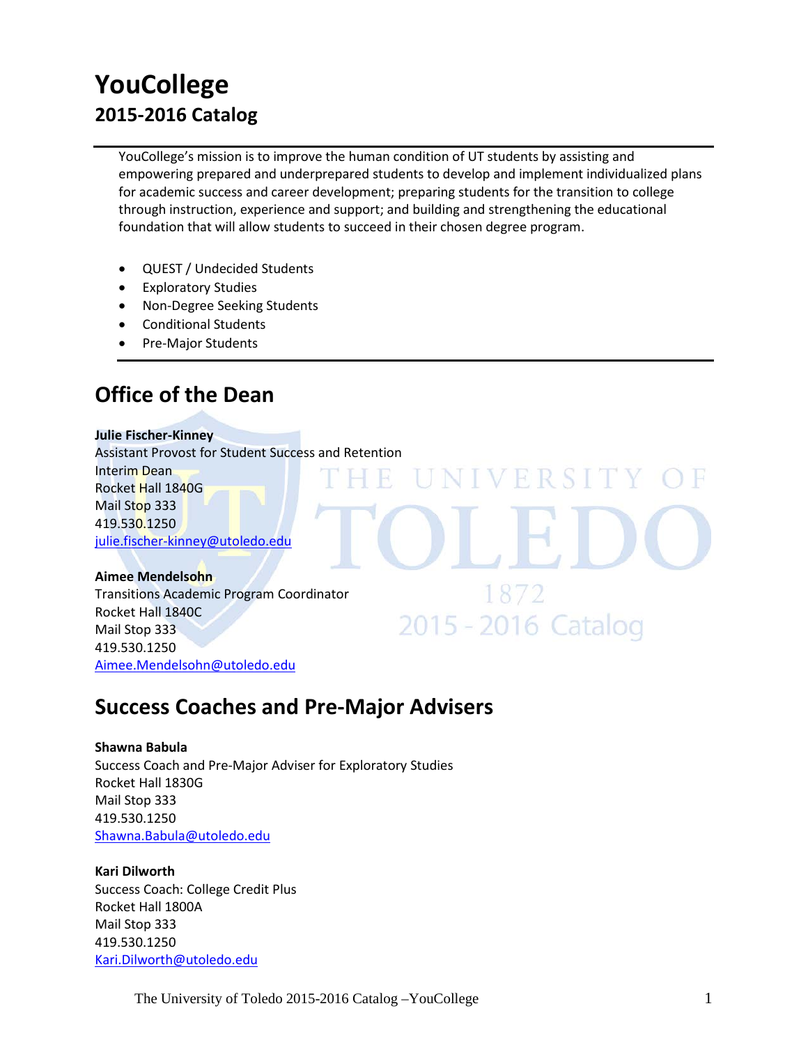# YouCollege
## 2015-2016 Catalog

YouCollege's mission is to improve the human condition of UT students by assisting and empowering prepared and underprepared students to develop and implement individualized plans for academic success and career development; preparing students for the transition to college through instruction, experience and support; and building and strengthening the educational foundation that will allow students to succeed in their chosen degree program.

- QUEST / Undecided Students
- Exploratory Studies
- Non-Degree Seeking Students
- Conditional Students
- Pre-Major Students

# Office of the Dean

**Julie Fischer-Kinney**
Assistant Provost for Student Success and Retention
Interim Dean
Rocket Hall 1840G
Mail Stop 333
419.530.1250
julie.fischer-kinney@utoledo.edu

**Aimee Mendelsohn**
Transitions Academic Program Coordinator
Rocket Hall 1840C
Mail Stop 333
419.530.1250
Aimee.Mendelsohn@utoledo.edu

# Success Coaches and Pre-Major Advisers

**Shawna Babula**
Success Coach and Pre-Major Adviser for Exploratory Studies
Rocket Hall 1830G
Mail Stop 333
419.530.1250
Shawna.Babula@utoledo.edu

**Kari Dilworth**
Success Coach: College Credit Plus
Rocket Hall 1800A
Mail Stop 333
419.530.1250
Kari.Dilworth@utoledo.edu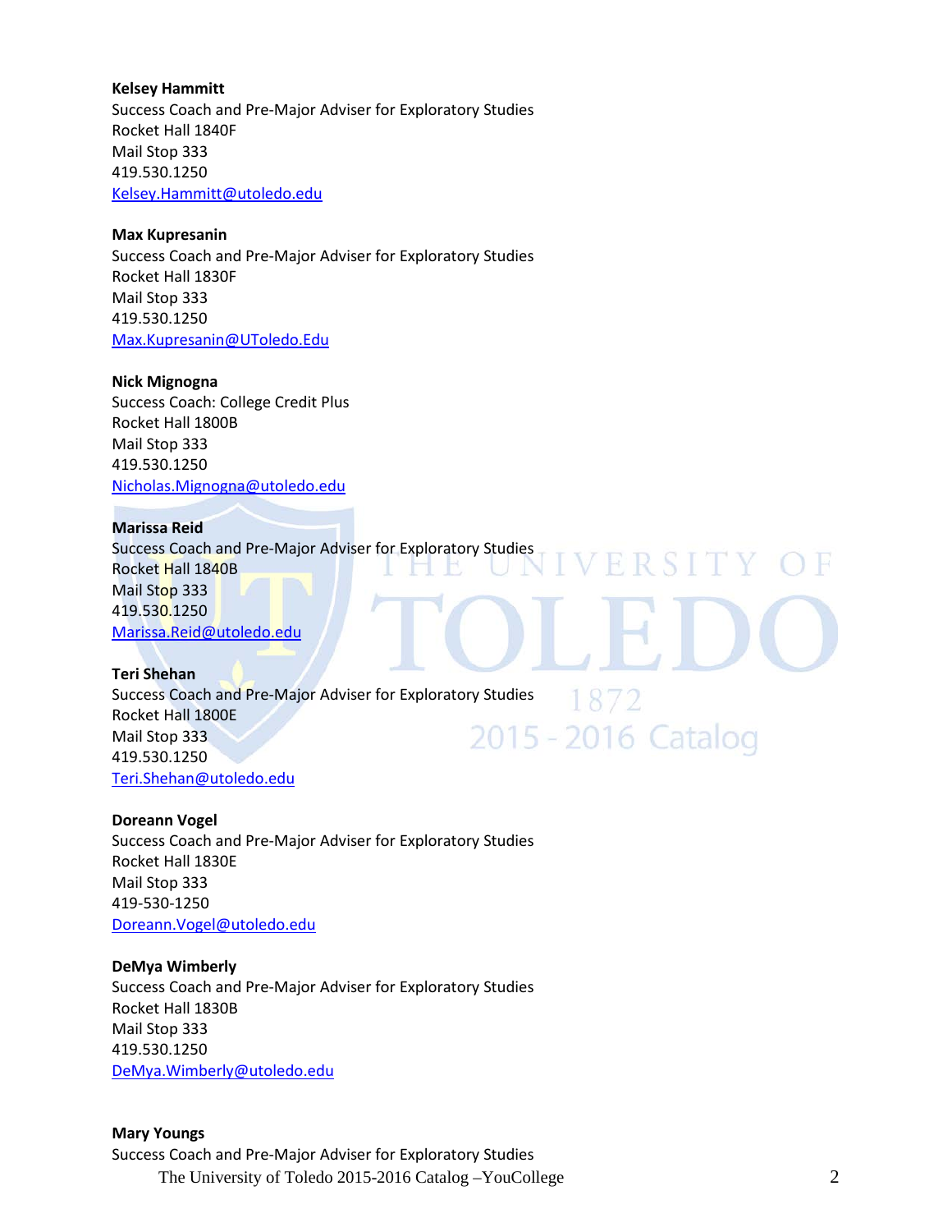**Kelsey Hammitt**
Success Coach and Pre-Major Adviser for Exploratory Studies
Rocket Hall 1840F
Mail Stop 333
419.530.1250
Kelsey.Hammitt@utoledo.edu

**Max Kupresanin**
Success Coach and Pre-Major Adviser for Exploratory Studies
Rocket Hall 1830F
Mail Stop 333
419.530.1250
Max.Kupresanin@UToledo.Edu

**Nick Mignogna**
Success Coach: College Credit Plus
Rocket Hall 1800B
Mail Stop 333
419.530.1250
Nicholas.Mignogna@utoledo.edu

**Marissa Reid**
Success Coach and Pre-Major Adviser for Exploratory Studies
Rocket Hall 1840B
Mail Stop 333
419.530.1250
Marissa.Reid@utoledo.edu

**Teri Shehan**
Success Coach and Pre-Major Adviser for Exploratory Studies
Rocket Hall 1800E
Mail Stop 333
419.530.1250
Teri.Shehan@utoledo.edu

**Doreann Vogel**
Success Coach and Pre-Major Adviser for Exploratory Studies
Rocket Hall 1830E
Mail Stop 333
419-530-1250
Doreann.Vogel@utoledo.edu

**DeMya Wimberly**
Success Coach and Pre-Major Adviser for Exploratory Studies
Rocket Hall 1830B
Mail Stop 333
419.530.1250
DeMya.Wimberly@utoledo.edu

**Mary Youngs**
Success Coach and Pre-Major Adviser for Exploratory Studies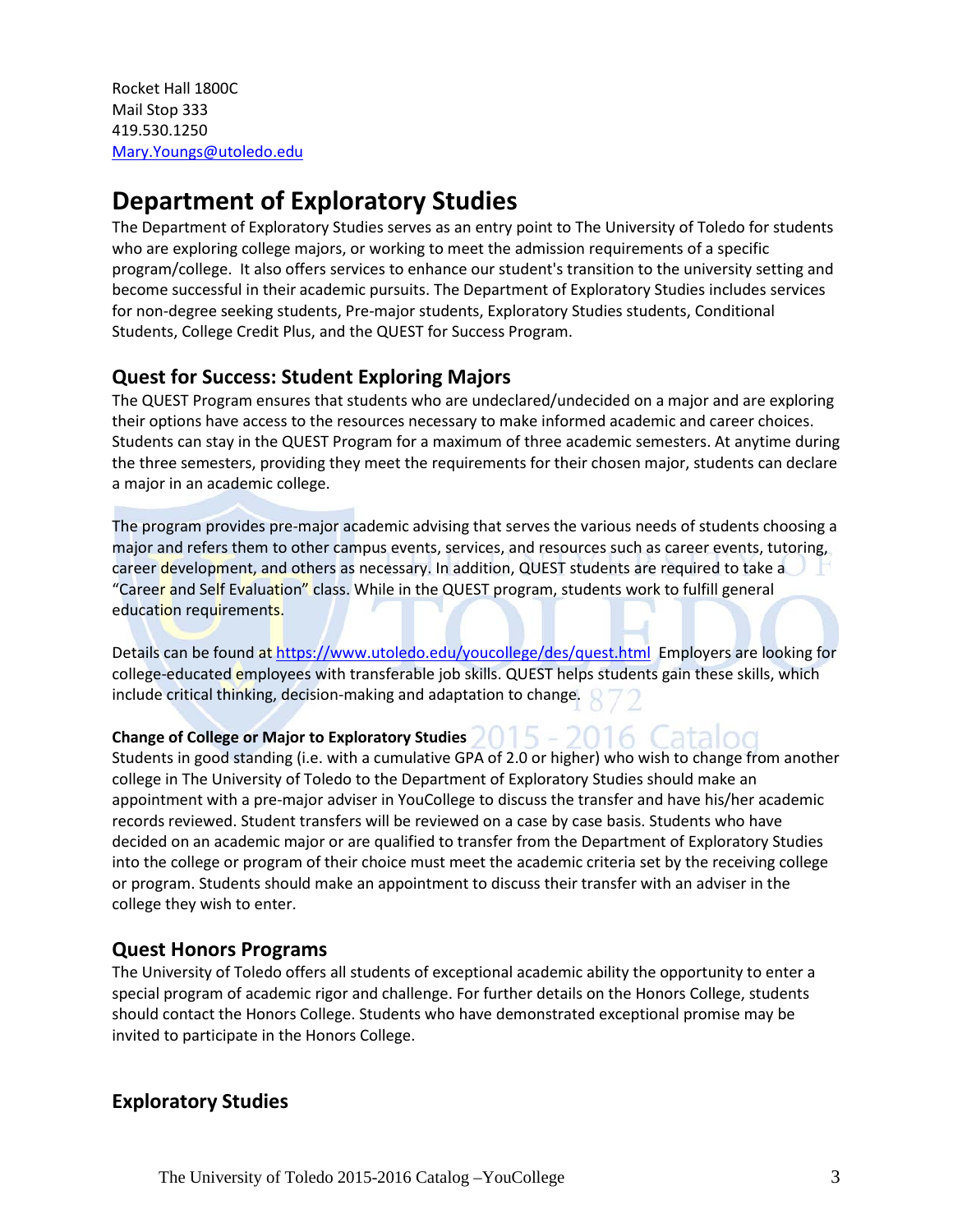Rocket Hall 1800C
Mail Stop 333
419.530.1250
[Mary.Youngs@utoledo.edu](mailto:Mary.Youngs@utoledo.edu)

# Department of Exploratory Studies

The Department of Exploratory Studies serves as an entry point to The University of Toledo for students who are exploring college majors, or working to meet the admission requirements of a specific program/college. It also offers services to enhance our student's transition to the university setting and become successful in their academic pursuits. The Department of Exploratory Studies includes services for non-degree seeking students, Pre-major students, Exploratory Studies students, Conditional Students, College Credit Plus, and the QUEST for Success Program.

## Quest for Success: Student Exploring Majors

The QUEST Program ensures that students who are undeclared/undecided on a major and are exploring their options have access to the resources necessary to make informed academic and career choices. Students can stay in the QUEST Program for a maximum of three academic semesters. At anytime during the three semesters, providing they meet the requirements for their chosen major, students can declare a major in an academic college.

The program provides pre-major academic advising that serves the various needs of students choosing a major and refers them to other campus events, services, and resources such as career events, tutoring, career development, and others as necessary. In addition, QUEST students are required to take a "Career and Self Evaluation" class. While in the QUEST program, students work to fulfill general education requirements.

Details can be found at [https://www.utoledo.edu/youcollege/des/quest.html](https://www.utoledo.edu/youcollege/des/quest.html) Employers are looking for college-educated employees with transferable job skills. QUEST helps students gain these skills, which include critical thinking, decision-making and adaptation to change.

### Change of College or Major to Exploratory Studies

Students in good standing (i.e. with a cumulative GPA of 2.0 or higher) who wish to change from another college in The University of Toledo to the Department of Exploratory Studies should make an appointment with a pre-major adviser in YouCollege to discuss the transfer and have his/her academic records reviewed. Student transfers will be reviewed on a case by case basis. Students who have decided on an academic major or are qualified to transfer from the Department of Exploratory Studies into the college or program of their choice must meet the academic criteria set by the receiving college or program. Students should make an appointment to discuss their transfer with an adviser in the college they wish to enter.

## Quest Honors Programs

The University of Toledo offers all students of exceptional academic ability the opportunity to enter a special program of academic rigor and challenge. For further details on the Honors College, students should contact the Honors College. Students who have demonstrated exceptional promise may be invited to participate in the Honors College.

## Exploratory Studies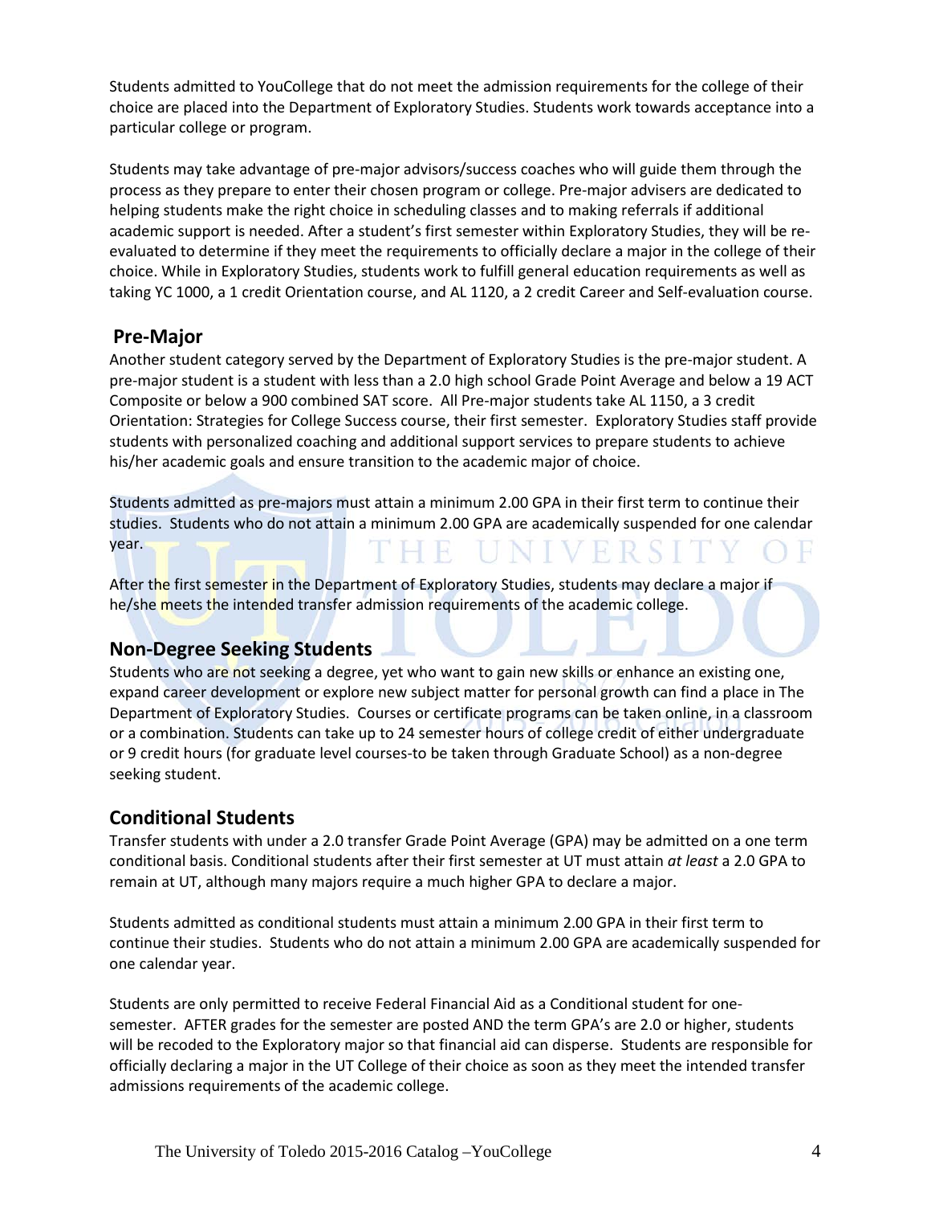Students admitted to YouCollege that do not meet the admission requirements for the college of their choice are placed into the Department of Exploratory Studies. Students work towards acceptance into a particular college or program.

Students may take advantage of pre-major advisors/success coaches who will guide them through the process as they prepare to enter their chosen program or college. Pre-major advisers are dedicated to helping students make the right choice in scheduling classes and to making referrals if additional academic support is needed. After a student's first semester within Exploratory Studies, they will be re-evaluated to determine if they meet the requirements to officially declare a major in the college of their choice. While in Exploratory Studies, students work to fulfill general education requirements as well as taking YC 1000, a 1 credit Orientation course, and AL 1120, a 2 credit Career and Self-evaluation course.

## Pre-Major

Another student category served by the Department of Exploratory Studies is the pre-major student. A pre-major student is a student with less than a 2.0 high school Grade Point Average and below a 19 ACT Composite or below a 900 combined SAT score. All Pre-major students take AL 1150, a 3 credit Orientation: Strategies for College Success course, their first semester. Exploratory Studies staff provide students with personalized coaching and additional support services to prepare students to achieve his/her academic goals and ensure transition to the academic major of choice.

Students admitted as pre-majors must attain a minimum 2.00 GPA in their first term to continue their studies. Students who do not attain a minimum 2.00 GPA are academically suspended for one calendar year.

After the first semester in the Department of Exploratory Studies, students may declare a major if he/she meets the intended transfer admission requirements of the academic college.

## Non-Degree Seeking Students

Students who are not seeking a degree, yet who want to gain new skills or enhance an existing one, expand career development or explore new subject matter for personal growth can find a place in The Department of Exploratory Studies. Courses or certificate programs can be taken online, in a classroom or a combination. Students can take up to 24 semester hours of college credit of either undergraduate or 9 credit hours (for graduate level courses-to be taken through Graduate School) as a non-degree seeking student.

## Conditional Students

Transfer students with under a 2.0 transfer Grade Point Average (GPA) may be admitted on a one term conditional basis. Conditional students after their first semester at UT must attain *at least* a 2.0 GPA to remain at UT, although many majors require a much higher GPA to declare a major.

Students admitted as conditional students must attain a minimum 2.00 GPA in their first term to continue their studies. Students who do not attain a minimum 2.00 GPA are academically suspended for one calendar year.

Students are only permitted to receive Federal Financial Aid as a Conditional student for one-semester. AFTER grades for the semester are posted AND the term GPA's are 2.0 or higher, students will be recoded to the Exploratory major so that financial aid can disperse. Students are responsible for officially declaring a major in the UT College of their choice as soon as they meet the intended transfer admissions requirements of the academic college.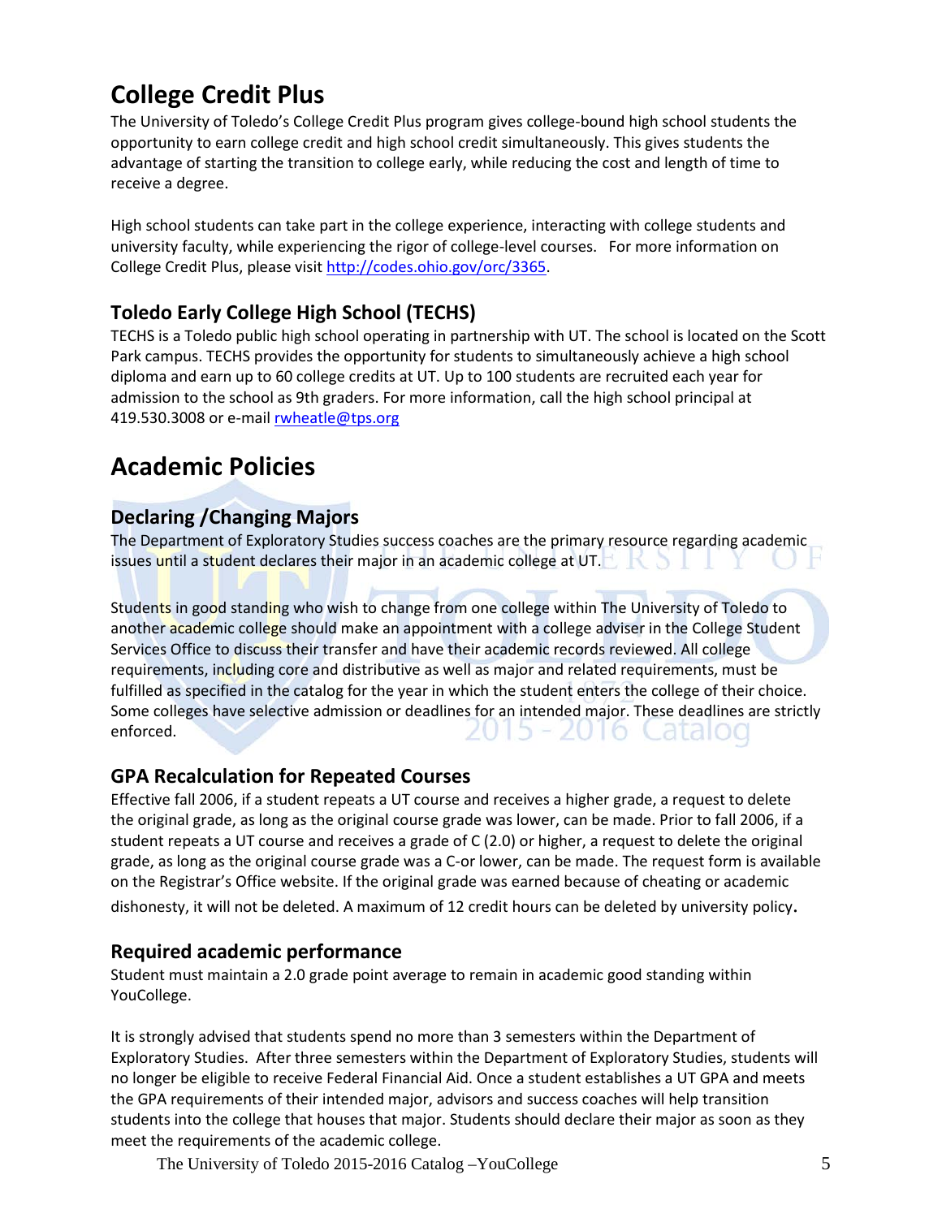# College Credit Plus

The University of Toledo's College Credit Plus program gives college-bound high school students the opportunity to earn college credit and high school credit simultaneously. This gives students the advantage of starting the transition to college early, while reducing the cost and length of time to receive a degree.

High school students can take part in the college experience, interacting with college students and university faculty, while experiencing the rigor of college-level courses. For more information on College Credit Plus, please visit http://codes.ohio.gov/orc/3365.

## Toledo Early College High School (TECHS)

TECHS is a Toledo public high school operating in partnership with UT. The school is located on the Scott Park campus. TECHS provides the opportunity for students to simultaneously achieve a high school diploma and earn up to 60 college credits at UT. Up to 100 students are recruited each year for admission to the school as 9th graders. For more information, call the high school principal at 419.530.3008 or e-mail rwheatle@tps.org

# Academic Policies

## Declaring /Changing Majors

The Department of Exploratory Studies success coaches are the primary resource regarding academic issues until a student declares their major in an academic college at UT.

Students in good standing who wish to change from one college within The University of Toledo to another academic college should make an appointment with a college adviser in the College Student Services Office to discuss their transfer and have their academic records reviewed. All college requirements, including core and distributive as well as major and related requirements, must be fulfilled as specified in the catalog for the year in which the student enters the college of their choice. Some colleges have selective admission or deadlines for an intended major. These deadlines are strictly enforced.

## GPA Recalculation for Repeated Courses

Effective fall 2006, if a student repeats a UT course and receives a higher grade, a request to delete the original grade, as long as the original course grade was lower, can be made. Prior to fall 2006, if a student repeats a UT course and receives a grade of C (2.0) or higher, a request to delete the original grade, as long as the original course grade was a C- or lower, can be made. The request form is available on the Registrar's Office website. If the original grade was earned because of cheating or academic dishonesty, it will not be deleted. A maximum of 12 credit hours can be deleted by university policy.

## Required academic performance

Student must maintain a 2.0 grade point average to remain in academic good standing within YouCollege.

It is strongly advised that students spend no more than 3 semesters within the Department of Exploratory Studies. After three semesters within the Department of Exploratory Studies, students will no longer be eligible to receive Federal Financial Aid. Once a student establishes a UT GPA and meets the GPA requirements of their intended major, advisors and success coaches will help transition students into the college that houses that major. Students should declare their major as soon as they meet the requirements of the academic college.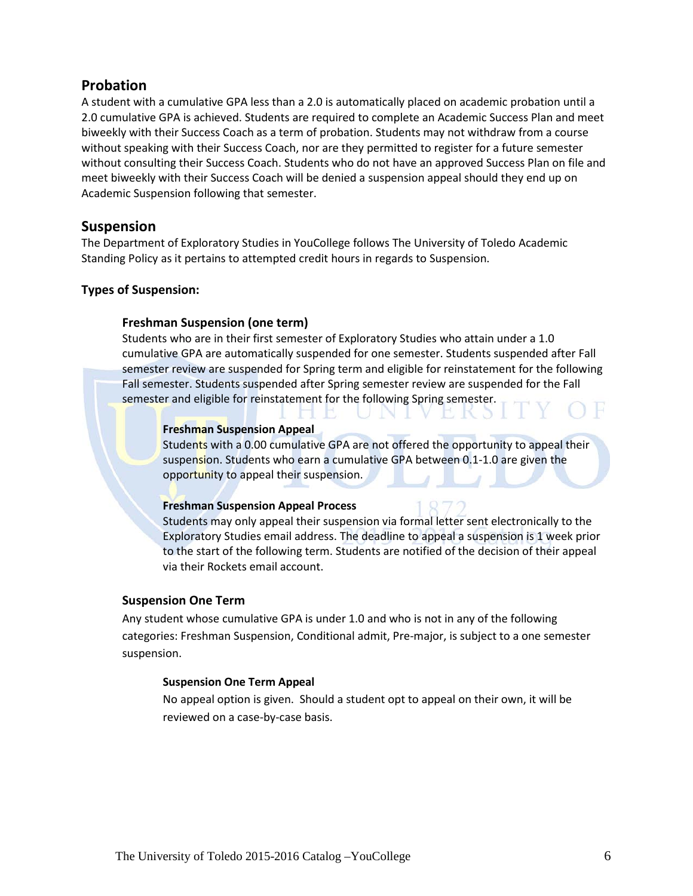## Probation

A student with a cumulative GPA less than a 2.0 is automatically placed on academic probation until a 2.0 cumulative GPA is achieved. Students are required to complete an Academic Success Plan and meet biweekly with their Success Coach as a term of probation. Students may not withdraw from a course without speaking with their Success Coach, nor are they permitted to register for a future semester without consulting their Success Coach. Students who do not have an approved Success Plan on file and meet biweekly with their Success Coach will be denied a suspension appeal should they end up on Academic Suspension following that semester.

## Suspension

The Department of Exploratory Studies in YouCollege follows The University of Toledo Academic Standing Policy as it pertains to attempted credit hours in regards to Suspension.

**Types of Suspension:**

### Freshman Suspension (one term)

Students who are in their first semester of Exploratory Studies who attain under a 1.0 cumulative GPA are automatically suspended for one semester. Students suspended after Fall semester review are suspended for Spring term and eligible for reinstatement for the following Fall semester. Students suspended after Spring semester review are suspended for the Fall semester and eligible for reinstatement for the following Spring semester.

#### Freshman Suspension Appeal

Students with a 0.00 cumulative GPA are not offered the opportunity to appeal their suspension. Students who earn a cumulative GPA between 0.1-1.0 are given the opportunity to appeal their suspension.

#### Freshman Suspension Appeal Process

Students may only appeal their suspension via formal letter sent electronically to the Exploratory Studies email address. The deadline to appeal a suspension is 1 week prior to the start of the following term. Students are notified of the decision of their appeal via their Rockets email account.

### Suspension One Term

Any student whose cumulative GPA is under 1.0 and who is not in any of the following categories: Freshman Suspension, Conditional admit, Pre-major, is subject to a one semester suspension.

#### Suspension One Term Appeal

No appeal option is given. Should a student opt to appeal on their own, it will be reviewed on a case-by-case basis.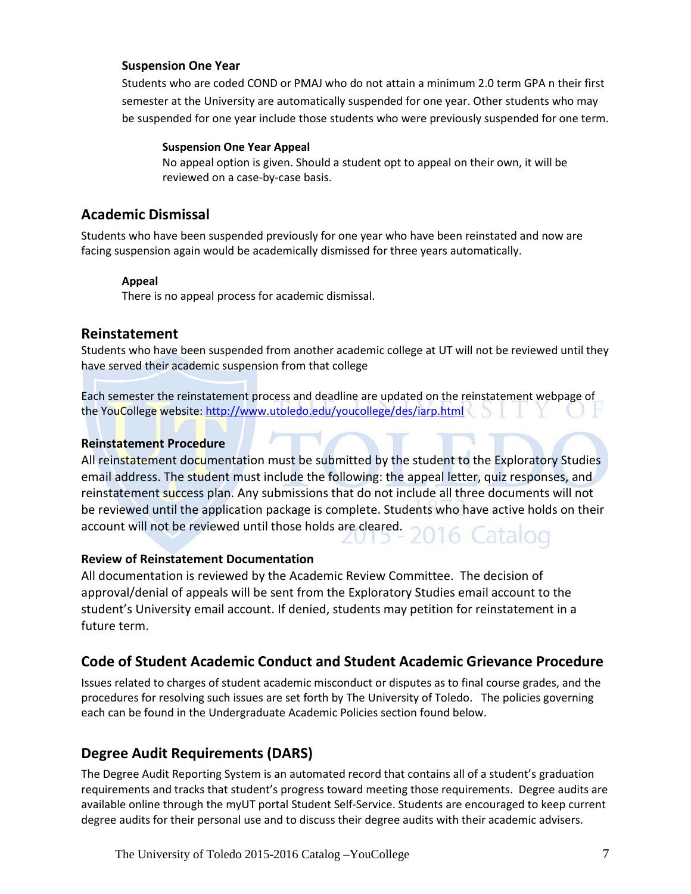#### Suspension One Year

Students who are coded COND or PMAJ who do not attain a minimum 2.0 term GPA n their first semester at the University are automatically suspended for one year. Other students who may be suspended for one year include those students who were previously suspended for one term.

##### Suspension One Year Appeal

No appeal option is given. Should a student opt to appeal on their own, it will be reviewed on a case-by-case basis.

## Academic Dismissal

Students who have been suspended previously for one year who have been reinstated and now are facing suspension again would be academically dismissed for three years automatically.

#### Appeal

There is no appeal process for academic dismissal.

## Reinstatement

Students who have been suspended from another academic college at UT will not be reviewed until they have served their academic suspension from that college

Each semester the reinstatement process and deadline are updated on the reinstatement webpage of the YouCollege website: http://www.utoledo.edu/youcollege/des/iarp.html

#### Reinstatement Procedure

All reinstatement documentation must be submitted by the student to the Exploratory Studies email address. The student must include the following: the appeal letter, quiz responses, and reinstatement success plan. Any submissions that do not include all three documents will not be reviewed until the application package is complete. Students who have active holds on their account will not be reviewed until those holds are cleared.

#### Review of Reinstatement Documentation

All documentation is reviewed by the Academic Review Committee. The decision of approval/denial of appeals will be sent from the Exploratory Studies email account to the student's University email account. If denied, students may petition for reinstatement in a future term.

## Code of Student Academic Conduct and Student Academic Grievance Procedure

Issues related to charges of student academic misconduct or disputes as to final course grades, and the procedures for resolving such issues are set forth by The University of Toledo. The policies governing each can be found in the Undergraduate Academic Policies section found below.

## Degree Audit Requirements (DARS)

The Degree Audit Reporting System is an automated record that contains all of a student's graduation requirements and tracks that student's progress toward meeting those requirements. Degree audits are available online through the myUT portal Student Self-Service. Students are encouraged to keep current degree audits for their personal use and to discuss their degree audits with their academic advisers.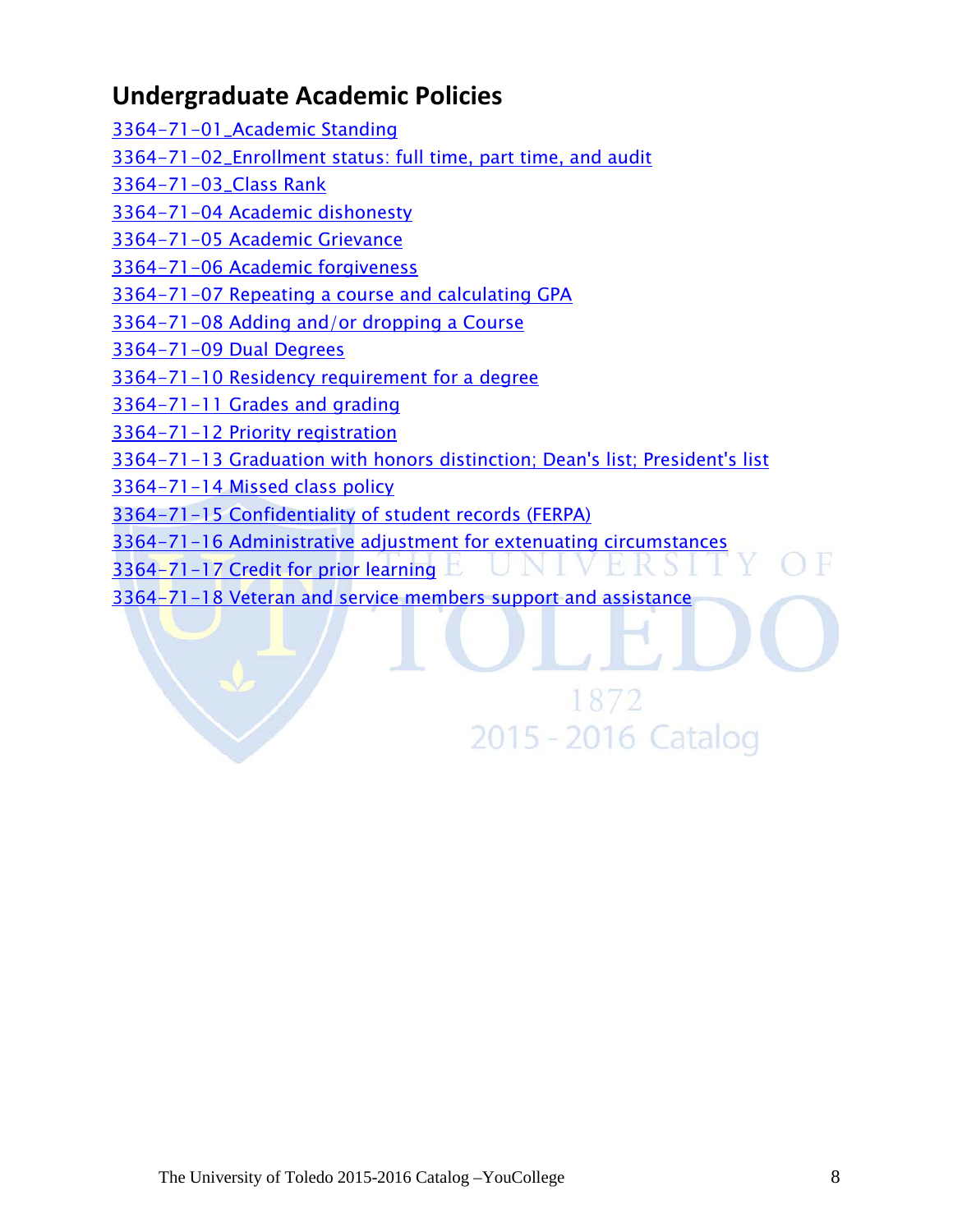## Undergraduate Academic Policies

3364-71-01_Academic Standing

3364-71-02_Enrollment status: full time, part time, and audit

3364-71-03_Class Rank

3364-71-04 Academic dishonesty

3364-71-05 Academic Grievance

3364-71-06 Academic forgiveness

3364-71-07 Repeating a course and calculating GPA

3364-71-08 Adding and/or dropping a Course

3364-71-09 Dual Degrees

3364-71-10 Residency requirement for a degree

3364-71-11 Grades and grading

3364-71-12 Priority registration

3364-71-13 Graduation with honors distinction; Dean's list; President's list

3364-71-14 Missed class policy

3364-71-15 Confidentiality of student records (FERPA)

3364-71-16 Administrative adjustment for extenuating circumstances

3364-71-17 Credit for prior learning

3364-71-18 Veteran and service members support and assistance